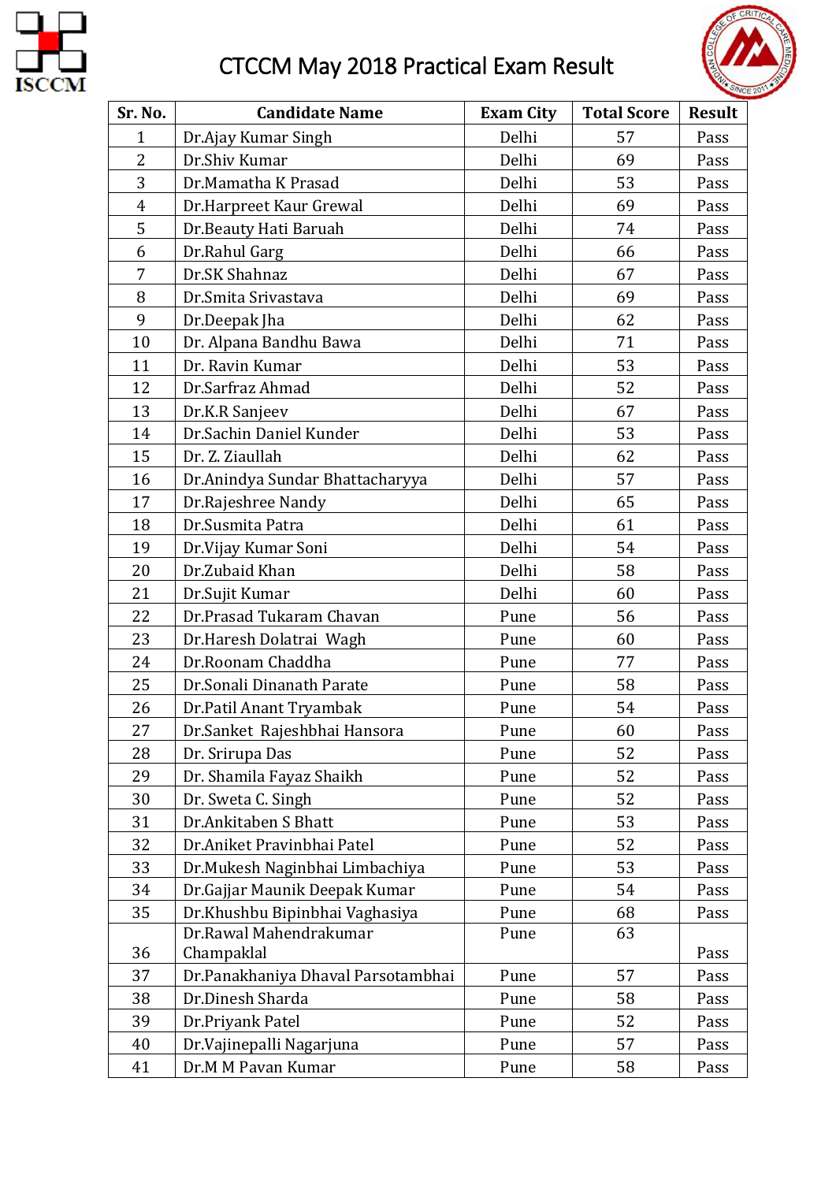# CTCCM May 2018 Practical Exam Result

| Sr. No. | Candidate Name | Exam City | Total Score | Result |
|---|---|---|---|---|
| 1 | Dr.Ajay Kumar Singh | Delhi | 57 | Pass |
| 2 | Dr.Shiv Kumar | Delhi | 69 | Pass |
| 3 | Dr.Mamatha K Prasad | Delhi | 53 | Pass |
| 4 | Dr.Harpreet Kaur Grewal | Delhi | 69 | Pass |
| 5 | Dr.Beauty Hati Baruah | Delhi | 74 | Pass |
| 6 | Dr.Rahul Garg | Delhi | 66 | Pass |
| 7 | Dr.SK Shahnaz | Delhi | 67 | Pass |
| 8 | Dr.Smita Srivastava | Delhi | 69 | Pass |
| 9 | Dr.Deepak Jha | Delhi | 62 | Pass |
| 10 | Dr. Alpana Bandhu Bawa | Delhi | 71 | Pass |
| 11 | Dr. Ravin Kumar | Delhi | 53 | Pass |
| 12 | Dr.Sarfraz Ahmad | Delhi | 52 | Pass |
| 13 | Dr.K.R Sanjeev | Delhi | 67 | Pass |
| 14 | Dr.Sachin Daniel Kunder | Delhi | 53 | Pass |
| 15 | Dr. Z. Ziaullah | Delhi | 62 | Pass |
| 16 | Dr.Anindya Sundar Bhattacharyya | Delhi | 57 | Pass |
| 17 | Dr.Rajeshree Nandy | Delhi | 65 | Pass |
| 18 | Dr.Susmita Patra | Delhi | 61 | Pass |
| 19 | Dr.Vijay Kumar Soni | Delhi | 54 | Pass |
| 20 | Dr.Zubaid Khan | Delhi | 58 | Pass |
| 21 | Dr.Sujit Kumar | Delhi | 60 | Pass |
| 22 | Dr.Prasad Tukaram Chavan | Pune | 56 | Pass |
| 23 | Dr.Haresh Dolatrai Wagh | Pune | 60 | Pass |
| 24 | Dr.Roonam Chaddha | Pune | 77 | Pass |
| 25 | Dr.Sonali Dinanath Parate | Pune | 58 | Pass |
| 26 | Dr.Patil Anant Tryambak | Pune | 54 | Pass |
| 27 | Dr.Sanket Rajeshbhai Hansora | Pune | 60 | Pass |
| 28 | Dr. Srirupa Das | Pune | 52 | Pass |
| 29 | Dr. Shamila Fayaz Shaikh | Pune | 52 | Pass |
| 30 | Dr. Sweta C. Singh | Pune | 52 | Pass |
| 31 | Dr.Ankitaben S Bhatt | Pune | 53 | Pass |
| 32 | Dr.Aniket Pravinbhai Patel | Pune | 52 | Pass |
| 33 | Dr.Mukesh Naginbhai Limbachiya | Pune | 53 | Pass |
| 34 | Dr.Gajjar Maunik Deepak Kumar | Pune | 54 | Pass |
| 35 | Dr.Khushbu Bipinbhai Vaghasiya | Pune | 68 | Pass |
| 36 | Dr.Rawal Mahendrakumar Champaklal | Pune | 63 | Pass |
| 37 | Dr.Panakhaniya Dhaval Parsotambhai | Pune | 57 | Pass |
| 38 | Dr.Dinesh Sharda | Pune | 58 | Pass |
| 39 | Dr.Priyank Patel | Pune | 52 | Pass |
| 40 | Dr.Vajinepalli Nagarjuna | Pune | 57 | Pass |
| 41 | Dr.M M Pavan Kumar | Pune | 58 | Pass |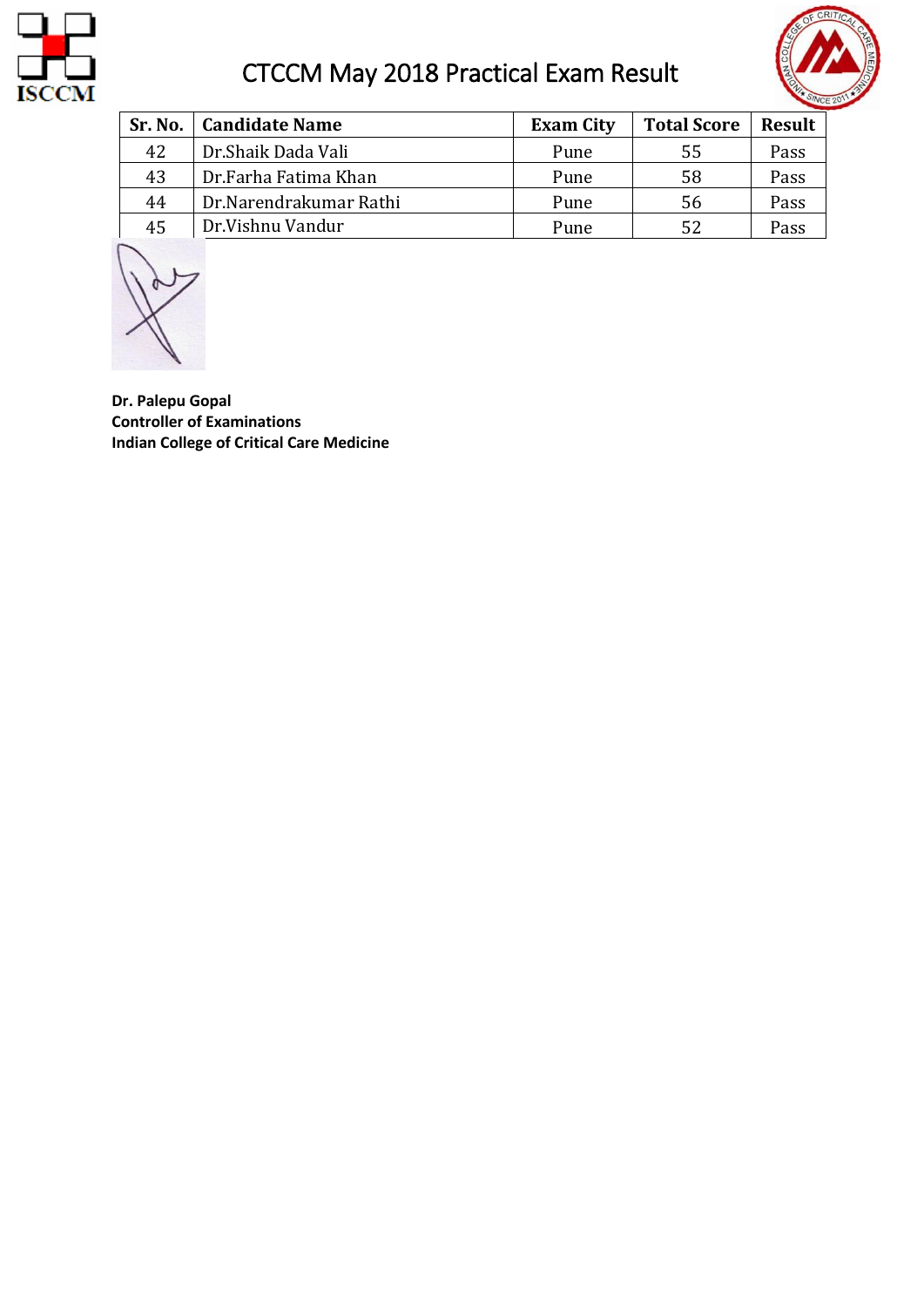# CTCCM May 2018 Practical Exam Result

| Sr. No. | Candidate Name | Exam City | Total Score | Result |
|---|---|---|---|---|
| 42 | Dr.Shaik Dada Vali | Pune | 55 | Pass |
| 43 | Dr.Farha Fatima Khan | Pune | 58 | Pass |
| 44 | Dr.Narendrakumar Rathi | Pune | 56 | Pass |
| 45 | Dr.Vishnu Vandur | Pune | 52 | Pass |

**Dr. Palepu Gopal**
**Controller of Examinations**
**Indian College of Critical Care Medicine**